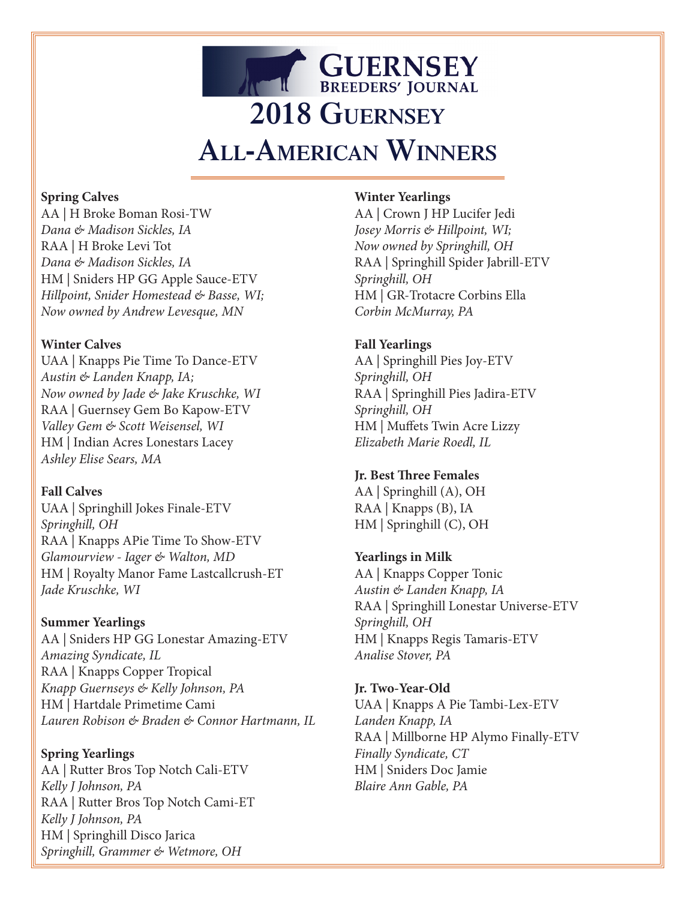Guernsey Breeders' Journal

# 2018 Guernsey All-American Winners

**Spring Calves**
AA | H Broke Boman Rosi-TW
*Dana & Madison Sickles, IA*
RAA | H Broke Levi Tot
*Dana & Madison Sickles, IA*
HM | Sniders HP GG Apple Sauce-ETV
*Hillpoint, Snider Homestead & Basse, WI;*
*Now owned by Andrew Levesque, MN*

**Winter Calves**
UAA | Knapps Pie Time To Dance-ETV
*Austin & Landen Knapp, IA;*
*Now owned by Jade & Jake Kruschke, WI*
RAA | Guernsey Gem Bo Kapow-ETV
*Valley Gem & Scott Weisensel, WI*
HM | Indian Acres Lonestars Lacey
*Ashley Elise Sears, MA*

**Fall Calves**
UAA | Springhill Jokes Finale-ETV
*Springhill, OH*
RAA | Knapps APie Time To Show-ETV
*Glamourview - Iager & Walton, MD*
HM | Royalty Manor Fame Lastcallcrush-ET
*Jade Kruschke, WI*

**Summer Yearlings**
AA | Sniders HP GG Lonestar Amazing-ETV
*Amazing Syndicate, IL*
RAA | Knapps Copper Tropical
*Knapp Guernseys & Kelly Johnson, PA*
HM | Hartdale Primetime Cami
*Lauren Robison & Braden & Connor Hartmann, IL*

**Spring Yearlings**
AA | Rutter Bros Top Notch Cali-ETV
*Kelly J Johnson, PA*
RAA | Rutter Bros Top Notch Cami-ET
*Kelly J Johnson, PA*
HM | Springhill Disco Jarica
*Springhill, Grammer & Wetmore, OH*

**Winter Yearlings**
AA | Crown J HP Lucifer Jedi
*Josey Morris & Hillpoint, WI;*
*Now owned by Springhill, OH*
RAA | Springhill Spider Jabrill-ETV
*Springhill, OH*
HM | GR-Trotacre Corbins Ella
*Corbin McMurray, PA*

**Fall Yearlings**
AA | Springhill Pies Joy-ETV
*Springhill, OH*
RAA | Springhill Pies Jadira-ETV
*Springhill, OH*
HM | Muffets Twin Acre Lizzy
*Elizabeth Marie Roedl, IL*

**Jr. Best Three Females**
AA | Springhill (A), OH
RAA | Knapps (B), IA
HM | Springhill (C), OH

**Yearlings in Milk**
AA | Knapps Copper Tonic
*Austin & Landen Knapp, IA*
RAA | Springhill Lonestar Universe-ETV
*Springhill, OH*
HM | Knapps Regis Tamaris-ETV
*Analise Stover, PA*

**Jr. Two-Year-Old**
UAA | Knapps A Pie Tambi-Lex-ETV
*Landen Knapp, IA*
RAA | Millborne HP Alymo Finally-ETV
*Finally Syndicate, CT*
HM | Sniders Doc Jamie
*Blaire Ann Gable, PA*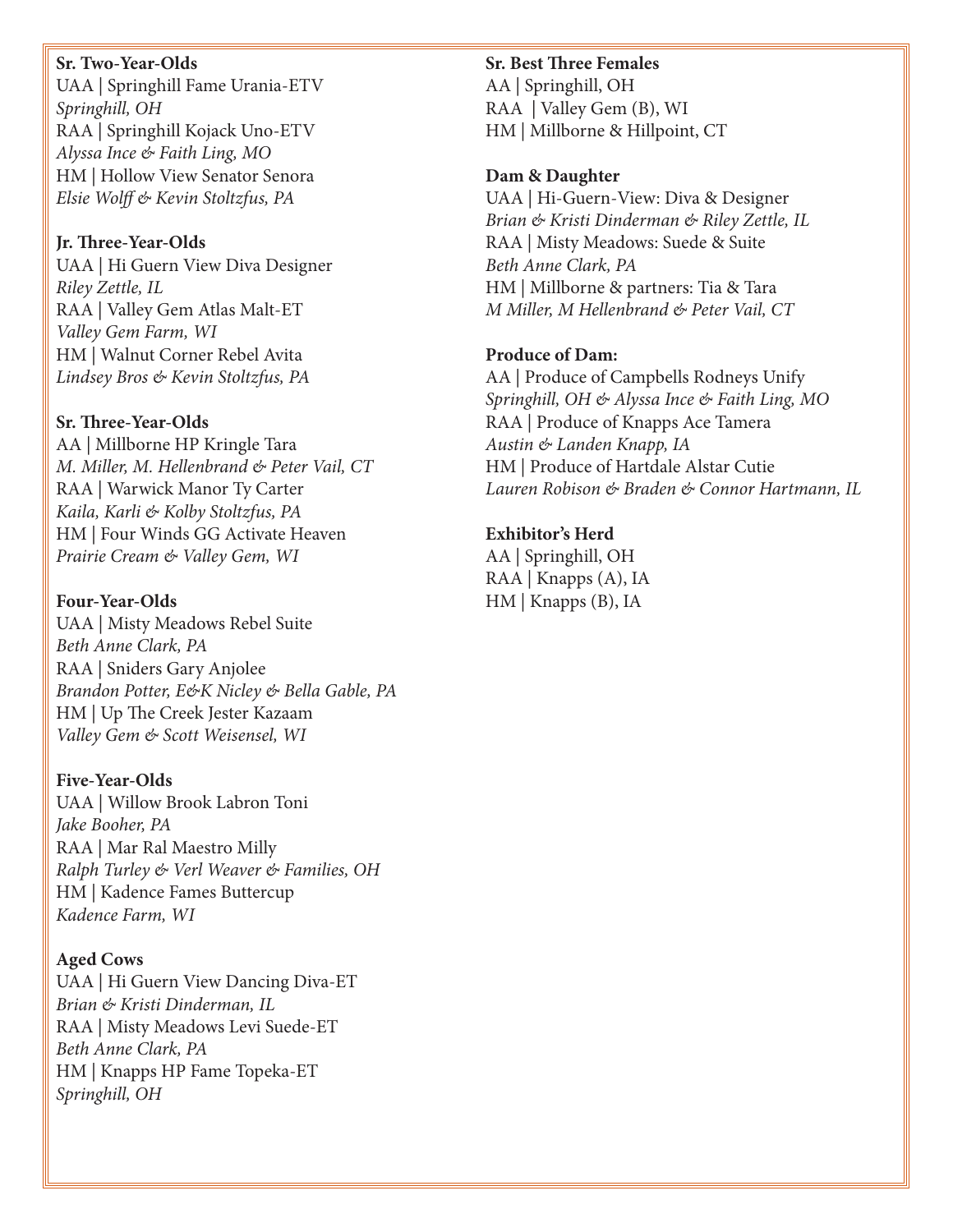**Sr. Two-Year-Olds**
UAA | Springhill Fame Urania-ETV
*Springhill, OH*
RAA | Springhill Kojack Uno-ETV
*Alyssa Ince & Faith Ling, MO*
HM | Hollow View Senator Senora
*Elsie Wolff & Kevin Stoltzfus, PA*

**Jr. Three-Year-Olds**
UAA | Hi Guern View Diva Designer
*Riley Zettle, IL*
RAA | Valley Gem Atlas Malt-ET
*Valley Gem Farm, WI*
HM | Walnut Corner Rebel Avita
*Lindsey Bros & Kevin Stoltzfus, PA*

**Sr. Three-Year-Olds**
AA | Millborne HP Kringle Tara
*M. Miller, M. Hellenbrand & Peter Vail, CT*
RAA | Warwick Manor Ty Carter
*Kaila, Karli & Kolby Stoltzfus, PA*
HM | Four Winds GG Activate Heaven
*Prairie Cream & Valley Gem, WI*

**Four-Year-Olds**
UAA | Misty Meadows Rebel Suite
*Beth Anne Clark, PA*
RAA | Sniders Gary Anjolee
*Brandon Potter, E&K Nicley & Bella Gable, PA*
HM | Up The Creek Jester Kazaam
*Valley Gem & Scott Weisensel, WI*

**Five-Year-Olds**
UAA | Willow Brook Labron Toni
*Jake Booher, PA*
RAA | Mar Ral Maestro Milly
*Ralph Turley & Verl Weaver & Families, OH*
HM | Kadence Fames Buttercup
*Kadence Farm, WI*

**Aged Cows**
UAA | Hi Guern View Dancing Diva-ET
*Brian & Kristi Dinderman, IL*
RAA | Misty Meadows Levi Suede-ET
*Beth Anne Clark, PA*
HM | Knapps HP Fame Topeka-ET
*Springhill, OH*

**Sr. Best Three Females**
AA | Springhill, OH
RAA | Valley Gem (B), WI
HM | Millborne & Hillpoint, CT

**Dam & Daughter**
UAA | Hi-Guern-View: Diva & Designer
*Brian & Kristi Dinderman & Riley Zettle, IL*
RAA | Misty Meadows: Suede & Suite
*Beth Anne Clark, PA*
HM | Millborne & partners: Tia & Tara
*M Miller, M Hellenbrand & Peter Vail, CT*

**Produce of Dam:**
AA | Produce of Campbells Rodneys Unify
*Springhill, OH & Alyssa Ince & Faith Ling, MO*
RAA | Produce of Knapps Ace Tamera
*Austin & Landen Knapp, IA*
HM | Produce of Hartdale Alstar Cutie
*Lauren Robison & Braden & Connor Hartmann, IL*

**Exhibitor's Herd**
AA | Springhill, OH
RAA | Knapps (A), IA
HM | Knapps (B), IA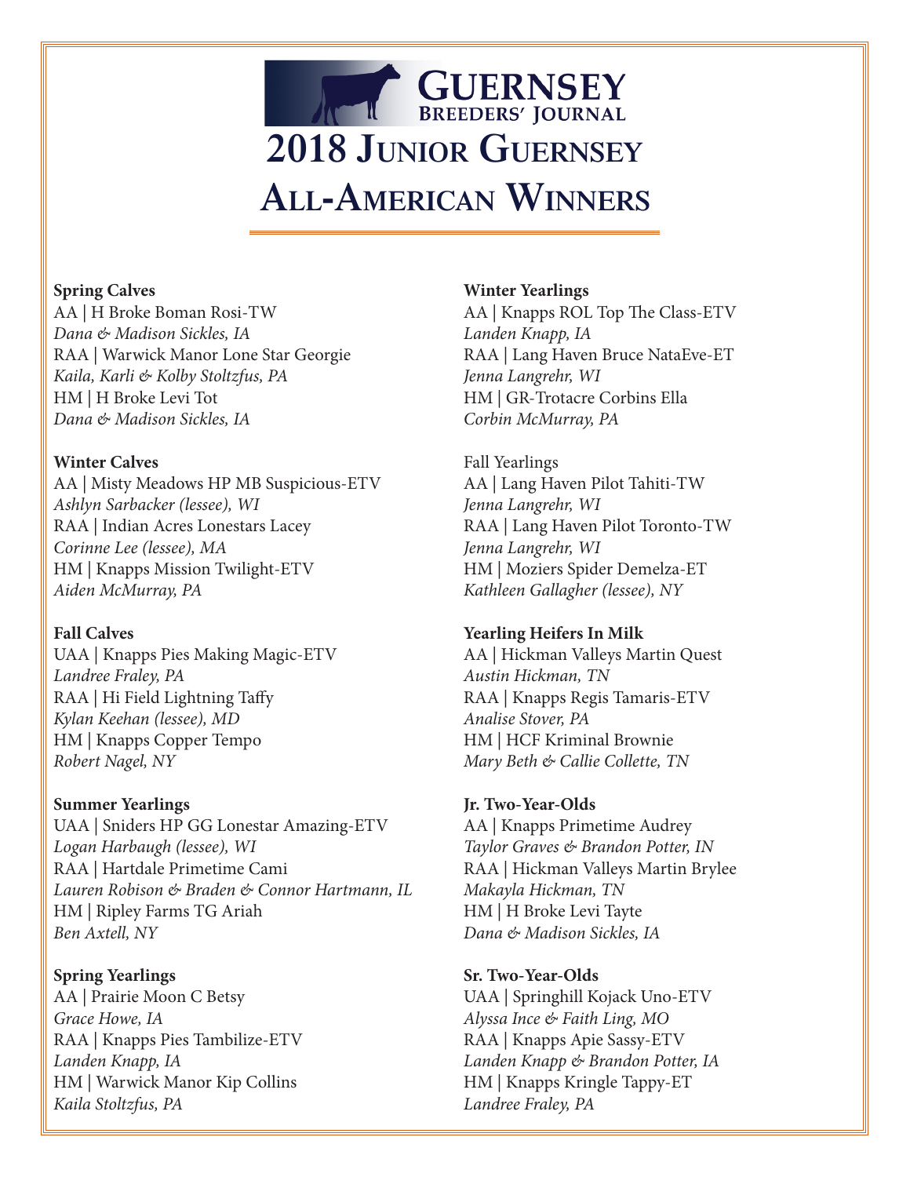# Guernsey Breeders' Journal

# 2018 Junior Guernsey All-American Winners

**Spring Calves**
AA | H Broke Boman Rosi-TW
*Dana & Madison Sickles, IA*
RAA | Warwick Manor Lone Star Georgie
*Kaila, Karli & Kolby Stoltzfus, PA*
HM | H Broke Levi Tot
*Dana & Madison Sickles, IA*

**Winter Calves**
AA | Misty Meadows HP MB Suspicious-ETV
*Ashlyn Sarbacker (lessee), WI*
RAA | Indian Acres Lonestars Lacey
*Corinne Lee (lessee), MA*
HM | Knapps Mission Twilight-ETV
*Aiden McMurray, PA*

**Fall Calves**
UAA | Knapps Pies Making Magic-ETV
*Landree Fraley, PA*
RAA | Hi Field Lightning Taffy
*Kylan Keehan (lessee), MD*
HM | Knapps Copper Tempo
*Robert Nagel, NY*

**Summer Yearlings**
UAA | Sniders HP GG Lonestar Amazing-ETV
*Logan Harbaugh (lessee), WI*
RAA | Hartdale Primetime Cami
*Lauren Robison & Braden & Connor Hartmann, IL*
HM | Ripley Farms TG Ariah
*Ben Axtell, NY*

**Spring Yearlings**
AA | Prairie Moon C Betsy
*Grace Howe, IA*
RAA | Knapps Pies Tambilize-ETV
*Landen Knapp, IA*
HM | Warwick Manor Kip Collins
*Kaila Stoltzfus, PA*

**Winter Yearlings**
AA | Knapps ROL Top The Class-ETV
*Landen Knapp, IA*
RAA | Lang Haven Bruce NataEve-ET
*Jenna Langrehr, WI*
HM | GR-Trotacre Corbins Ella
*Corbin McMurray, PA*

Fall Yearlings
AA | Lang Haven Pilot Tahiti-TW
*Jenna Langrehr, WI*
RAA | Lang Haven Pilot Toronto-TW
*Jenna Langrehr, WI*
HM | Moziers Spider Demelza-ET
*Kathleen Gallagher (lessee), NY*

**Yearling Heifers In Milk**
AA | Hickman Valleys Martin Quest
*Austin Hickman, TN*
RAA | Knapps Regis Tamaris-ETV
*Analise Stover, PA*
HM | HCF Kriminal Brownie
*Mary Beth & Callie Collette, TN*

**Jr. Two-Year-Olds**
AA | Knapps Primetime Audrey
*Taylor Graves & Brandon Potter, IN*
RAA | Hickman Valleys Martin Brylee
*Makayla Hickman, TN*
HM | H Broke Levi Tayte
*Dana & Madison Sickles, IA*

**Sr. Two-Year-Olds**
UAA | Springhill Kojack Uno-ETV
*Alyssa Ince & Faith Ling, MO*
RAA | Knapps Apie Sassy-ETV
*Landen Knapp & Brandon Potter, IA*
HM | Knapps Kringle Tappy-ET
*Landree Fraley, PA*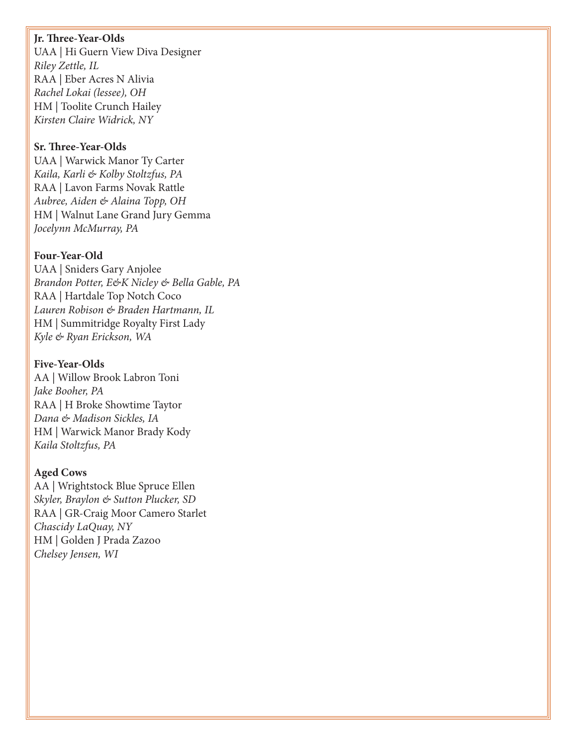**Jr. Three-Year-Olds**
UAA | Hi Guern View Diva Designer
*Riley Zettle, IL*
RAA | Eber Acres N Alivia
*Rachel Lokai (lessee), OH*
HM | Toolite Crunch Hailey
*Kirsten Claire Widrick, NY*

**Sr. Three-Year-Olds**
UAA | Warwick Manor Ty Carter
*Kaila, Karli & Kolby Stoltzfus, PA*
RAA | Lavon Farms Novak Rattle
*Aubree, Aiden & Alaina Topp, OH*
HM | Walnut Lane Grand Jury Gemma
*Jocelynn McMurray, PA*

**Four-Year-Old**
UAA | Sniders Gary Anjolee
*Brandon Potter, E&K Nicley & Bella Gable, PA*
RAA | Hartdale Top Notch Coco
*Lauren Robison & Braden Hartmann, IL*
HM | Summitridge Royalty First Lady
*Kyle & Ryan Erickson, WA*

**Five-Year-Olds**
AA | Willow Brook Labron Toni
*Jake Booher, PA*
RAA | H Broke Showtime Taytor
*Dana & Madison Sickles, IA*
HM | Warwick Manor Brady Kody
*Kaila Stoltzfus, PA*

**Aged Cows**
AA | Wrightstock Blue Spruce Ellen
*Skyler, Braylon & Sutton Plucker, SD*
RAA | GR-Craig Moor Camero Starlet
*Chascidy LaQuay, NY*
HM | Golden J Prada Zazoo
*Chelsey Jensen, WI*